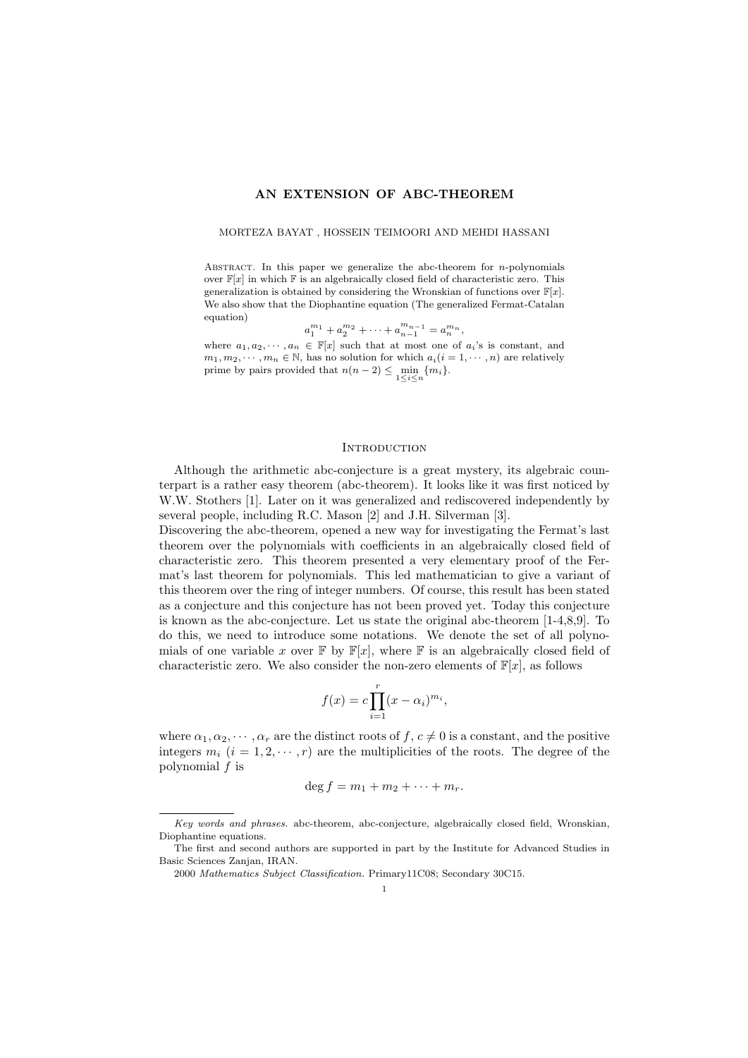# AN EXTENSION OF ABC-THEOREM

MORTEZA BAYAT , HOSSEIN TEIMOORI AND MEHDI HASSANI

Abstract. In this paper we generalize the abc-theorem for $n$-polynomials over $\mathbb{F}[x]$ in which $\mathbb{F}$ is an algebraically closed field of characteristic zero. This generalization is obtained by considering the Wronskian of functions over $\mathbb{F}[x]$. We also show that the Diophantine equation (The generalized Fermat-Catalan equation)

$$a_1^{m_1} + a_2^{m_2} + \cdots + a_{n-1}^{m_{n-1}} = a_n^{m_n},$$

where $a_1, a_2, \cdots, a_n \in \mathbb{F}[x]$ such that at most one of $a_i$'s is constant, and $m_1, m_2, \cdots, m_n \in \mathbb{N}$, has no solution for which $a_i (i = 1, \cdots, n)$ are relatively prime by pairs provided that $n(n-2) \leq \min_{1 \leq i \leq n} \{m_i\}$.

## Introduction

Although the arithmetic abc-conjecture is a great mystery, its algebraic counterpart is a rather easy theorem (abc-theorem). It looks like it was first noticed by W.W. Stothers [1]. Later on it was generalized and rediscovered independently by several people, including R.C. Mason [2] and J.H. Silverman [3].
Discovering the abc-theorem, opened a new way for investigating the Fermat's last theorem over the polynomials with coefficients in an algebraically closed field of characteristic zero. This theorem presented a very elementary proof of the Fermat's last theorem for polynomials. This led mathematician to give a variant of this theorem over the ring of integer numbers. Of course, this result has been stated as a conjecture and this conjecture has not been proved yet. Today this conjecture is known as the abc-conjecture. Let us state the original abc-theorem [1-4,8,9]. To do this, we need to introduce some notations. We denote the set of all polynomials of one variable $x$ over $\mathbb{F}$ by $\mathbb{F}[x]$, where $\mathbb{F}$ is an algebraically closed field of characteristic zero. We also consider the non-zero elements of $\mathbb{F}[x]$, as follows

$$f(x) = c \prod_{i=1}^{r} (x - \alpha_i)^{m_i},$$

where $\alpha_1, \alpha_2, \cdots, \alpha_r$ are the distinct roots of $f$, $c \neq 0$ is a constant, and the positive integers $m_i$ $(i = 1, 2, \cdots, r)$ are the multiplicities of the roots. The degree of the polynomial $f$ is

$$\deg f = m_1 + m_2 + \cdots + m_r.$$

---

*Key words and phrases.* abc-theorem, abc-conjecture, algebraically closed field, Wronskian, Diophantine equations.

The first and second authors are supported in part by the Institute for Advanced Studies in Basic Sciences Zanjan, IRAN.

2000 *Mathematics Subject Classification.* Primary11C08; Secondary 30C15.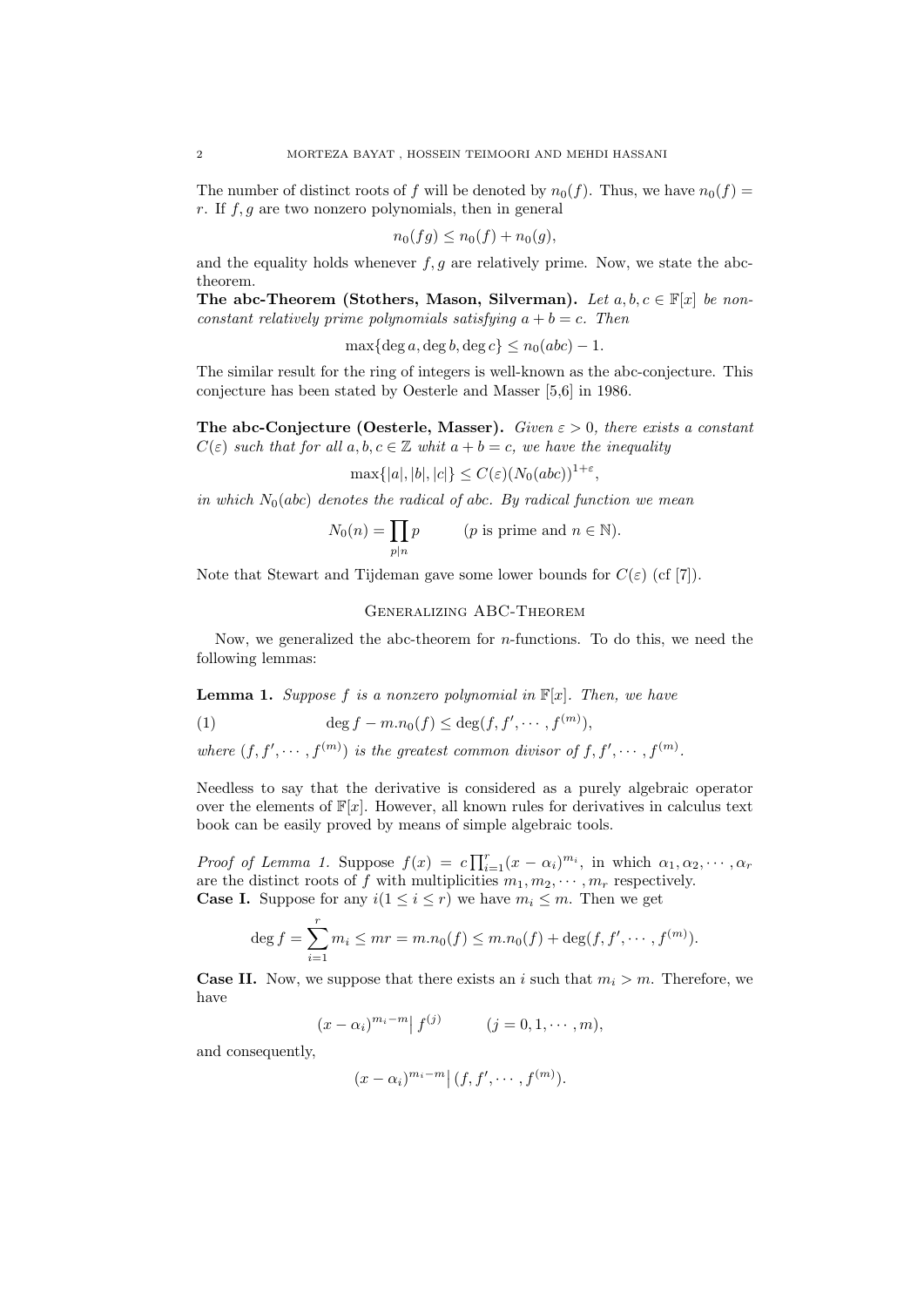The number of distinct roots of $f$ will be denoted by $n_0(f)$. Thus, we have $n_0(f) = r$. If $f, g$ are two nonzero polynomials, then in general

$$n_0(fg) \leq n_0(f) + n_0(g),$$

and the equality holds whenever $f, g$ are relatively prime. Now, we state the abc-theorem.

**The abc-Theorem (Stothers, Mason, Silverman).** *Let $a, b, c \in \mathbb{F}[x]$ be non-constant relatively prime polynomials satisfying $a + b = c$. Then*

$$\max\{\deg a, \deg b, \deg c\} \leq n_0(abc) - 1.$$

The similar result for the ring of integers is well-known as the abc-conjecture. This conjecture has been stated by Oesterle and Masser [5,6] in 1986.

**The abc-Conjecture (Oesterle, Masser).** *Given $\varepsilon > 0$, there exists a constant $C(\varepsilon)$ such that for all $a, b, c \in \mathbb{Z}$ whit $a + b = c$, we have the inequality*

$$\max\{|a|, |b|, |c|\} \leq C(\varepsilon)(N_0(abc))^{1+\varepsilon},$$

*in which $N_0(abc)$ denotes the radical of $abc$. By radical function we mean*

$$N_0(n) = \prod_{p|n} p \qquad (p \text{ is prime and } n \in \mathbb{N}).$$

Note that Stewart and Tijdeman gave some lower bounds for $C(\varepsilon)$ (cf [7]).

## Generalizing ABC-Theorem

Now, we generalized the abc-theorem for $n$-functions. To do this, we need the following lemmas:

**Lemma 1.** *Suppose $f$ is a nonzero polynomial in $\mathbb{F}[x]$. Then, we have*

$$\deg f - m.n_0(f) \leq \deg(f, f', \cdots, f^{(m)}), \tag{1}$$

*where $(f, f', \cdots, f^{(m)})$ is the greatest common divisor of $f, f', \cdots, f^{(m)}$.*

Needless to say that the derivative is considered as a purely algebraic operator over the elements of $\mathbb{F}[x]$. However, all known rules for derivatives in calculus text book can be easily proved by means of simple algebraic tools.

*Proof of Lemma 1.* Suppose $f(x) = c\prod_{i=1}^{r}(x - \alpha_i)^{m_i}$, in which $\alpha_1, \alpha_2, \cdots, \alpha_r$ are the distinct roots of $f$ with multiplicities $m_1, m_2, \cdots, m_r$ respectively.

**Case I.** Suppose for any $i (1 \leq i \leq r)$ we have $m_i \leq m$. Then we get

$$\deg f = \sum_{i=1}^{r} m_i \leq mr = m.n_0(f) \leq m.n_0(f) + \deg(f, f', \cdots, f^{(m)}).$$

**Case II.** Now, we suppose that there exists an $i$ such that $m_i > m$. Therefore, we have

$$(x - \alpha_i)^{m_i - m} \big| \, f^{(j)} \qquad (j = 0, 1, \cdots, m),$$

and consequently,

$$(x - \alpha_i)^{m_i - m} \big| \, (f, f', \cdots, f^{(m)}).$$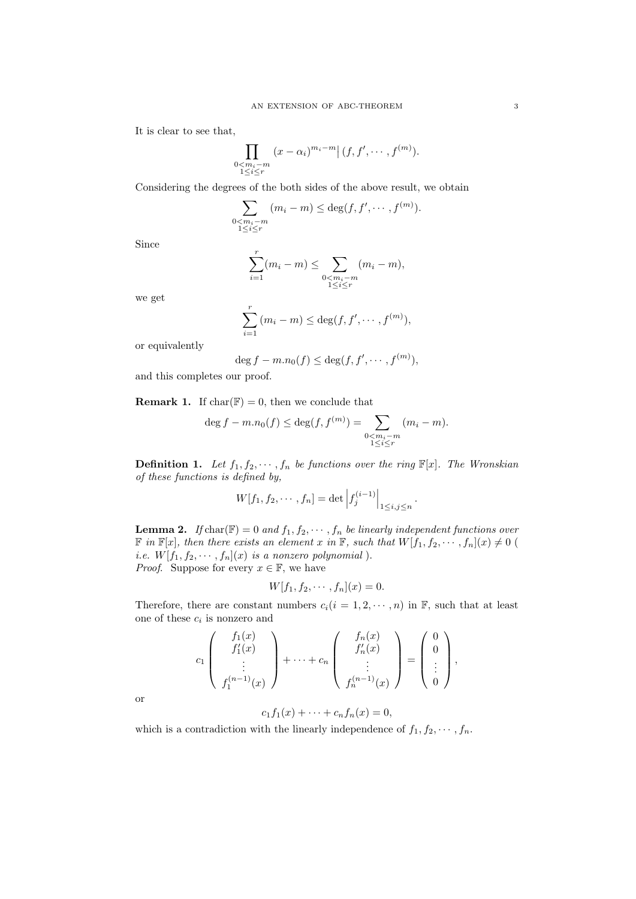It is clear to see that,

$$\prod_{\substack{0<m_i-m \\ 1\le i\le r}} (x-\alpha_i)^{m_i-m} \big| \, (f, f', \cdots, f^{(m)}).$$

Considering the degrees of the both sides of the above result, we obtain

$$\sum_{\substack{0<m_i-m \\ 1\le i\le r}} (m_i - m) \le \deg(f, f', \cdots, f^{(m)}).$$

Since

$$\sum_{i=1}^{r}(m_i - m) \le \sum_{\substack{0<m_i-m \\ 1\le i\le r}} (m_i - m),$$

we get

$$\sum_{i=1}^{r} (m_i - m) \le \deg(f, f', \cdots, f^{(m)}),$$

or equivalently

$$\deg f - m.n_0(f) \le \deg(f, f', \cdots, f^{(m)}),$$

and this completes our proof.

**Remark 1.** If $\mathrm{char}(\mathbb{F}) = 0$, then we conclude that

$$\deg f - m.n_0(f) \le \deg(f, f^{(m)}) = \sum_{\substack{0<m_i-m \\ 1\le i\le r}} (m_i - m).$$

**Definition 1.** *Let $f_1, f_2, \cdots, f_n$ be functions over the ring $\mathbb{F}[x]$. The Wronskian of these functions is defined by,*

$$W[f_1, f_2, \cdots, f_n] = \det \left| f_j^{(i-1)} \right|_{1\le i,j\le n}.$$

**Lemma 2.** *If $\mathrm{char}(\mathbb{F}) = 0$ and $f_1, f_2, \cdots, f_n$ be linearly independent functions over $\mathbb{F}$ in $\mathbb{F}[x]$, then there exists an element $x$ in $\mathbb{F}$, such that $W[f_1, f_2, \cdots, f_n](x) \neq 0$ ( i.e. $W[f_1, f_2, \cdots, f_n](x)$ is a nonzero polynomial ).*

*Proof.* Suppose for every $x \in \mathbb{F}$, we have

$$W[f_1, f_2, \cdots, f_n](x) = 0.$$

Therefore, there are constant numbers $c_i (i = 1, 2, \cdots, n)$ in $\mathbb{F}$, such that at least one of these $c_i$ is nonzero and

$$c_1 \begin{pmatrix} f_1(x) \\ f_1'(x) \\ \vdots \\ f_1^{(n-1)}(x) \end{pmatrix} + \cdots + c_n \begin{pmatrix} f_n(x) \\ f_n'(x) \\ \vdots \\ f_n^{(n-1)}(x) \end{pmatrix} = \begin{pmatrix} 0 \\ 0 \\ \vdots \\ 0 \end{pmatrix},$$

or

$$c_1 f_1(x) + \cdots + c_n f_n(x) = 0,$$

which is a contradiction with the linearly independence of $f_1, f_2, \cdots, f_n$.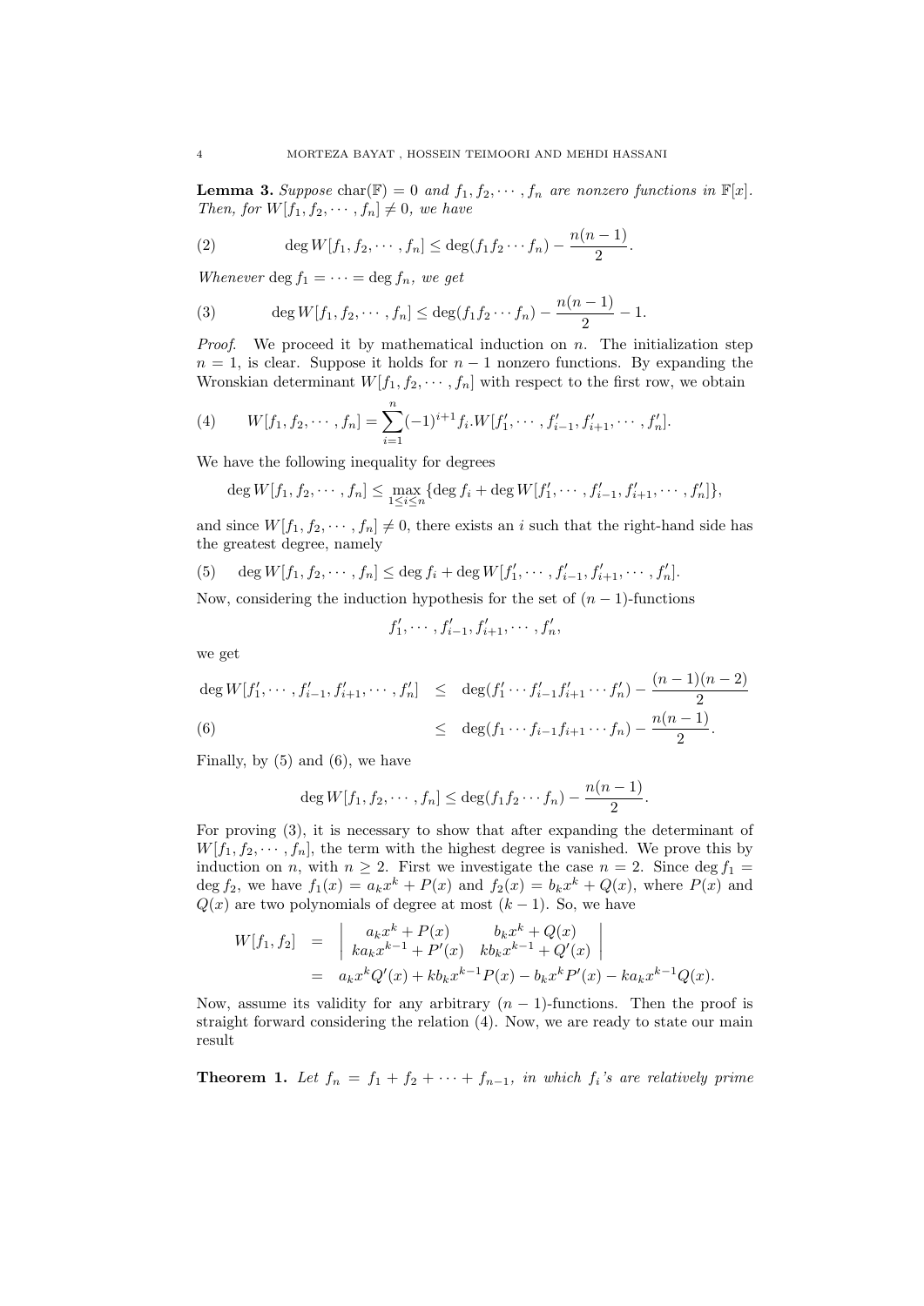**Lemma 3.** *Suppose* $\text{char}(\mathbb{F}) = 0$ *and* $f_1, f_2, \cdots, f_n$ *are nonzero functions in* $\mathbb{F}[x]$*. Then, for* $W[f_1, f_2, \cdots, f_n] \neq 0$*, we have*

$$\deg W[f_1, f_2, \cdots, f_n] \leq \deg(f_1 f_2 \cdots f_n) - \frac{n(n-1)}{2}. \tag{2}$$

*Whenever* $\deg f_1 = \cdots = \deg f_n$*, we get*

$$\deg W[f_1, f_2, \cdots, f_n] \leq \deg(f_1 f_2 \cdots f_n) - \frac{n(n-1)}{2} - 1. \tag{3}$$

*Proof.* We proceed it by mathematical induction on $n$. The initialization step $n = 1$, is clear. Suppose it holds for $n-1$ nonzero functions. By expanding the Wronskian determinant $W[f_1, f_2, \cdots, f_n]$ with respect to the first row, we obtain

$$W[f_1, f_2, \cdots, f_n] = \sum_{i=1}^{n} (-1)^{i+1} f_i . W[f_1', \cdots, f_{i-1}', f_{i+1}', \cdots, f_n']. \tag{4}$$

We have the following inequality for degrees

$$\deg W[f_1, f_2, \cdots, f_n] \leq \max_{1 \leq i \leq n} \{\deg f_i + \deg W[f_1', \cdots, f_{i-1}', f_{i+1}', \cdots, f_n']\},$$

and since $W[f_1, f_2, \cdots, f_n] \neq 0$, there exists an $i$ such that the right-hand side has the greatest degree, namely

$$\deg W[f_1, f_2, \cdots, f_n] \leq \deg f_i + \deg W[f_1', \cdots, f_{i-1}', f_{i+1}', \cdots, f_n']. \tag{5}$$

Now, considering the induction hypothesis for the set of $(n-1)$-functions

$$f_1', \cdots, f_{i-1}', f_{i+1}', \cdots, f_n',$$

we get

$$\begin{aligned} \deg W[f_1', \cdots, f_{i-1}', f_{i+1}', \cdots, f_n'] &\leq \deg(f_1' \cdots f_{i-1}' f_{i+1}' \cdots f_n') - \frac{(n-1)(n-2)}{2} \\ &\leq \deg(f_1 \cdots f_{i-1} f_{i+1} \cdots f_n) - \frac{n(n-1)}{2}. \end{aligned} \tag{6}$$

Finally, by (5) and (6), we have

$$\deg W[f_1, f_2, \cdots, f_n] \leq \deg(f_1 f_2 \cdots f_n) - \frac{n(n-1)}{2}.$$

For proving (3), it is necessary to show that after expanding the determinant of $W[f_1, f_2, \cdots, f_n]$, the term with the highest degree is vanished. We prove this by induction on $n$, with $n \geq 2$. First we investigate the case $n = 2$. Since $\deg f_1 = \deg f_2$, we have $f_1(x) = a_k x^k + P(x)$ and $f_2(x) = b_k x^k + Q(x)$, where $P(x)$ and $Q(x)$ are two polynomials of degree at most $(k-1)$. So, we have

$$\begin{aligned} W[f_1, f_2] &= \begin{vmatrix} a_k x^k + P(x) & b_k x^k + Q(x) \\ k a_k x^{k-1} + P'(x) & k b_k x^{k-1} + Q'(x) \end{vmatrix} \\ &= a_k x^k Q'(x) + k b_k x^{k-1} P(x) - b_k x^k P'(x) - k a_k x^{k-1} Q(x). \end{aligned}$$

Now, assume its validity for any arbitrary $(n-1)$-functions. Then the proof is straight forward considering the relation (4). Now, we are ready to state our main result

**Theorem 1.** *Let* $f_n = f_1 + f_2 + \cdots + f_{n-1}$*, in which* $f_i$*'s are relatively prime*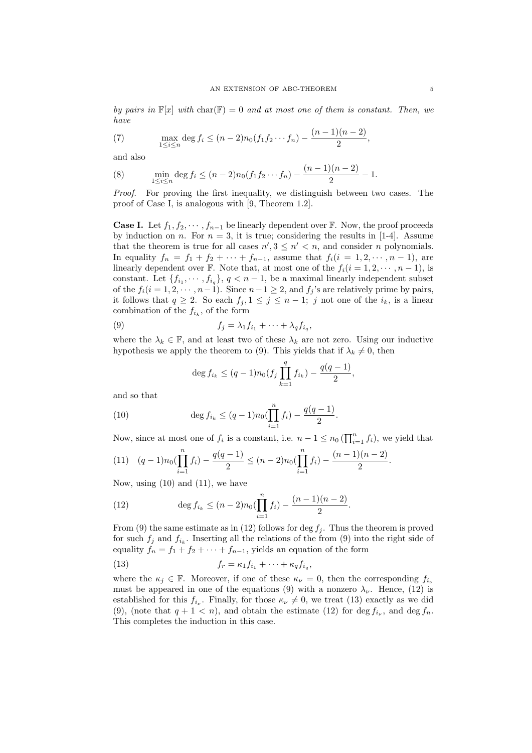*by pairs in* $\mathbb{F}[x]$ *with* $\mathrm{char}(\mathbb{F}) = 0$ *and at most one of them is constant. Then, we have*

$$\max_{1\leq i\leq n} \deg f_i \leq (n-2)n_0(f_1 f_2 \cdots f_n) - \frac{(n-1)(n-2)}{2}, \tag{7}$$

and also

$$\min_{1\leq i\leq n} \deg f_i \leq (n-2)n_0(f_1 f_2 \cdots f_n) - \frac{(n-1)(n-2)}{2} - 1. \tag{8}$$

*Proof.* For proving the first inequality, we distinguish between two cases. The proof of Case I, is analogous with [9, Theorem 1.2].

**Case I.** Let $f_1, f_2, \cdots, f_{n-1}$ be linearly dependent over $\mathbb{F}$. Now, the proof proceeds by induction on $n$. For $n = 3$, it is true; considering the results in [1-4]. Assume that the theorem is true for all cases $n', 3 \leq n' < n$, and consider $n$ polynomials. In equality $f_n = f_1 + f_2 + \cdots + f_{n-1}$, assume that $f_i (i = 1, 2, \cdots, n-1)$, are linearly dependent over $\mathbb{F}$. Note that, at most one of the $f_i (i = 1, 2, \cdots, n-1)$, is constant. Let $\{f_{i_1}, \cdots, f_{i_q}\}$, $q < n-1$, be a maximal linearly independent subset of the $f_i (i = 1, 2, \cdots, n-1)$. Since $n-1 \geq 2$, and $f_j$'s are relatively prime by pairs, it follows that $q \geq 2$. So each $f_j, 1 \leq j \leq n-1$; $j$ not one of the $i_k$, is a linear combination of the $f_{i_k}$, of the form

$$f_j = \lambda_1 f_{i_1} + \cdots + \lambda_q f_{i_q}, \tag{9}$$

where the $\lambda_k \in \mathbb{F}$, and at least two of these $\lambda_k$ are not zero. Using our inductive hypothesis we apply the theorem to (9). This yields that if $\lambda_k \neq 0$, then

$$\deg f_{i_k} \leq (q-1)n_0(f_j \prod_{k=1}^{q} f_{i_k}) - \frac{q(q-1)}{2},$$

and so that

$$\deg f_{i_k} \leq (q-1)n_0(\prod_{i=1}^{n} f_i) - \frac{q(q-1)}{2}. \tag{10}$$

Now, since at most one of $f_i$ is a constant, i.e. $n-1 \leq n_0(\prod_{i=1}^{n} f_i)$, we yield that

$$(q-1)n_0(\prod_{i=1}^{n} f_i) - \frac{q(q-1)}{2} \leq (n-2)n_0(\prod_{i=1}^{n} f_i) - \frac{(n-1)(n-2)}{2}. \tag{11}$$

Now, using (10) and (11), we have

$$\deg f_{i_k} \leq (n-2)n_0(\prod_{i=1}^{n} f_i) - \frac{(n-1)(n-2)}{2}. \tag{12}$$

From (9) the same estimate as in (12) follows for $\deg f_j$. Thus the theorem is proved for such $f_j$ and $f_{i_k}$. Inserting all the relations of the from (9) into the right side of equality $f_n = f_1 + f_2 + \cdots + f_{n-1}$, yields an equation of the form

$$f_r = \kappa_1 f_{i_1} + \cdots + \kappa_q f_{i_q}, \tag{13}$$

where the $\kappa_j \in \mathbb{F}$. Moreover, if one of these $\kappa_\nu = 0$, then the corresponding $f_{i_\nu}$ must be appeared in one of the equations (9) with a nonzero $\lambda_\nu$. Hence, (12) is established for this $f_{i_\nu}$. Finally, for those $\kappa_\nu \neq 0$, we treat (13) exactly as we did (9), (note that $q+1 < n$), and obtain the estimate (12) for $\deg f_{i_\nu}$, and $\deg f_n$. This completes the induction in this case.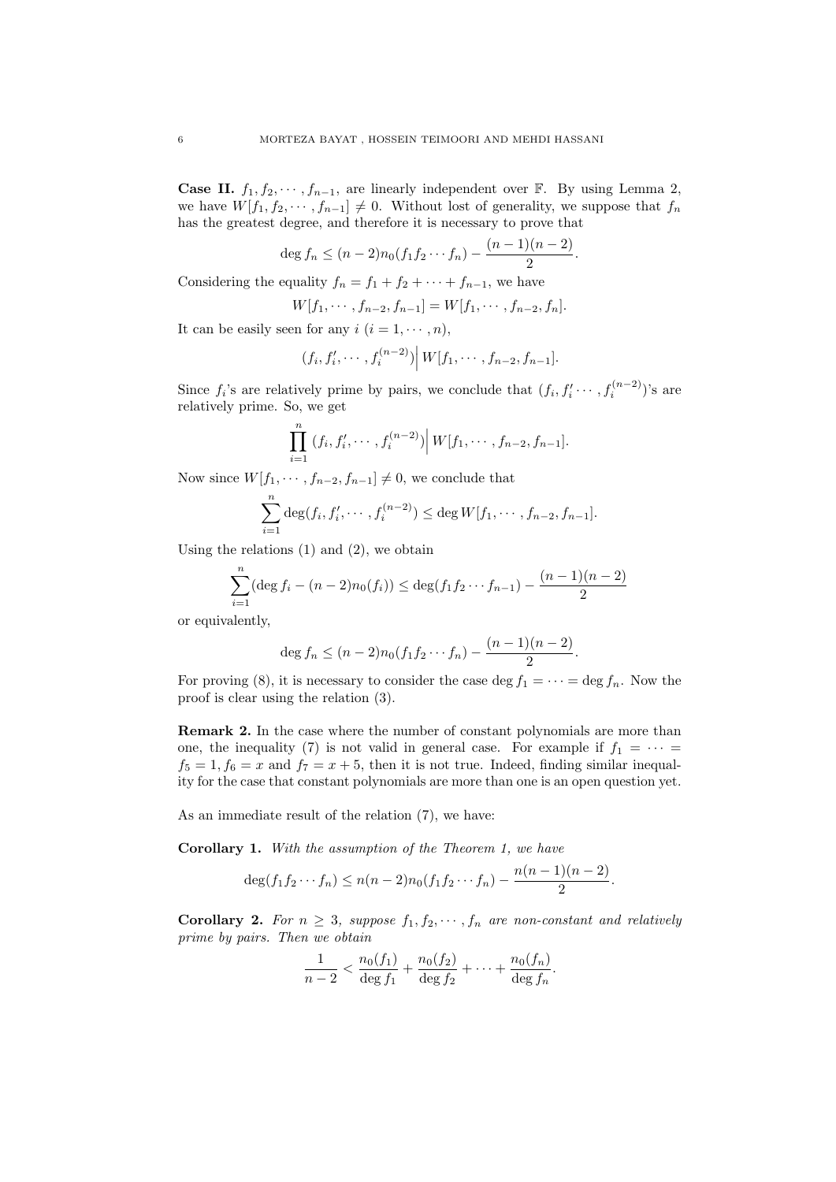**Case II.** $f_1, f_2, \cdots, f_{n-1}$, are linearly independent over $\mathbb{F}$. By using Lemma 2, we have $W[f_1, f_2, \cdots, f_{n-1}] \neq 0$. Without lost of generality, we suppose that $f_n$ has the greatest degree, and therefore it is necessary to prove that

$$\deg f_n \leq (n-2)n_0(f_1 f_2 \cdots f_n) - \frac{(n-1)(n-2)}{2}.$$

Considering the equality $f_n = f_1 + f_2 + \cdots + f_{n-1}$, we have

$$W[f_1, \cdots, f_{n-2}, f_{n-1}] = W[f_1, \cdots, f_{n-2}, f_n].$$

It can be easily seen for any $i$ $(i = 1, \cdots, n)$,

$$(f_i, f_i', \cdots, f_i^{(n-2)}) \Big| \, W[f_1, \cdots, f_{n-2}, f_{n-1}].$$

Since $f_i$'s are relatively prime by pairs, we conclude that $(f_i, f_i' \cdots, f_i^{(n-2)})$'s are relatively prime. So, we get

$$\prod_{i=1}^{n} (f_i, f_i', \cdots, f_i^{(n-2)}) \Big| \, W[f_1, \cdots, f_{n-2}, f_{n-1}].$$

Now since $W[f_1, \cdots, f_{n-2}, f_{n-1}] \neq 0$, we conclude that

$$\sum_{i=1}^{n} \deg(f_i, f_i', \cdots, f_i^{(n-2)}) \leq \deg W[f_1, \cdots, f_{n-2}, f_{n-1}].$$

Using the relations (1) and (2), we obtain

$$\sum_{i=1}^{n} (\deg f_i - (n-2)n_0(f_i)) \leq \deg(f_1 f_2 \cdots f_{n-1}) - \frac{(n-1)(n-2)}{2}$$

or equivalently,

$$\deg f_n \leq (n-2)n_0(f_1 f_2 \cdots f_n) - \frac{(n-1)(n-2)}{2}.$$

For proving (8), it is necessary to consider the case $\deg f_1 = \cdots = \deg f_n$. Now the proof is clear using the relation (3).

**Remark 2.** In the case where the number of constant polynomials are more than one, the inequality (7) is not valid in general case. For example if $f_1 = \cdots = f_5 = 1, f_6 = x$ and $f_7 = x + 5$, then it is not true. Indeed, finding similar inequality for the case that constant polynomials are more than one is an open question yet.

As an immediate result of the relation (7), we have:

**Corollary 1.** *With the assumption of the Theorem 1, we have*

$$\deg(f_1 f_2 \cdots f_n) \leq n(n-2)n_0(f_1 f_2 \cdots f_n) - \frac{n(n-1)(n-2)}{2}.$$

**Corollary 2.** *For $n \geq 3$, suppose $f_1, f_2, \cdots, f_n$ are non-constant and relatively prime by pairs. Then we obtain*

$$\frac{1}{n-2} < \frac{n_0(f_1)}{\deg f_1} + \frac{n_0(f_2)}{\deg f_2} + \cdots + \frac{n_0(f_n)}{\deg f_n}.$$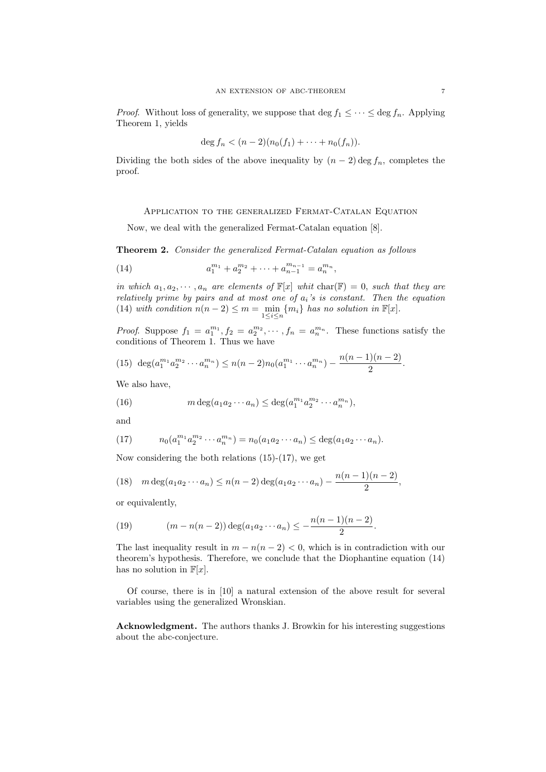*Proof.* Without loss of generality, we suppose that $\deg f_1 \leq \cdots \leq \deg f_n$. Applying Theorem 1, yields

$$\deg f_n < (n-2)(n_0(f_1) + \cdots + n_0(f_n)).$$

Dividing the both sides of the above inequality by $(n-2)\deg f_n$, completes the proof.

## Application to the generalized Fermat-Catalan Equation

Now, we deal with the generalized Fermat-Catalan equation [8].

**Theorem 2.** *Consider the generalized Fermat-Catalan equation as follows*

$$a_1^{m_1} + a_2^{m_2} + \cdots + a_{n-1}^{m_{n-1}} = a_n^{m_n}, \tag{14}$$

*in which $a_1, a_2, \cdots, a_n$ are elements of $\mathbb{F}[x]$ whit $\operatorname{char}(\mathbb{F}) = 0$, such that they are relatively prime by pairs and at most one of $a_i$'s is constant. Then the equation (14) with condition $n(n-2) \leq m = \min_{1 \leq i \leq n}\{m_i\}$ has no solution in $\mathbb{F}[x]$.*

*Proof.* Suppose $f_1 = a_1^{m_1}, f_2 = a_2^{m_2}, \cdots, f_n = a_n^{m_n}$. These functions satisfy the conditions of Theorem 1. Thus we have

$$\deg(a_1^{m_1}a_2^{m_2}\cdots a_n^{m_n}) \leq n(n-2)n_0(a_1^{m_1}\cdots a_n^{m_n}) - \frac{n(n-1)(n-2)}{2}. \tag{15}$$

We also have,

$$m\deg(a_1a_2\cdots a_n) \leq \deg(a_1^{m_1}a_2^{m_2}\cdots a_n^{m_n}), \tag{16}$$

and

$$n_0(a_1^{m_1}a_2^{m_2}\cdots a_n^{m_n}) = n_0(a_1a_2\cdots a_n) \leq \deg(a_1a_2\cdots a_n). \tag{17}$$

Now considering the both relations (15)-(17), we get

$$m\deg(a_1a_2\cdots a_n) \leq n(n-2)\deg(a_1a_2\cdots a_n) - \frac{n(n-1)(n-2)}{2}, \tag{18}$$

or equivalently,

$$(m - n(n-2))\deg(a_1a_2\cdots a_n) \leq -\frac{n(n-1)(n-2)}{2}. \tag{19}$$

The last inequality result in $m - n(n-2) < 0$, which is in contradiction with our theorem's hypothesis. Therefore, we conclude that the Diophantine equation (14) has no solution in $\mathbb{F}[x]$.

Of course, there is in [10] a natural extension of the above result for several variables using the generalized Wronskian.

**Acknowledgment.** The authors thanks J. Browkin for his interesting suggestions about the abc-conjecture.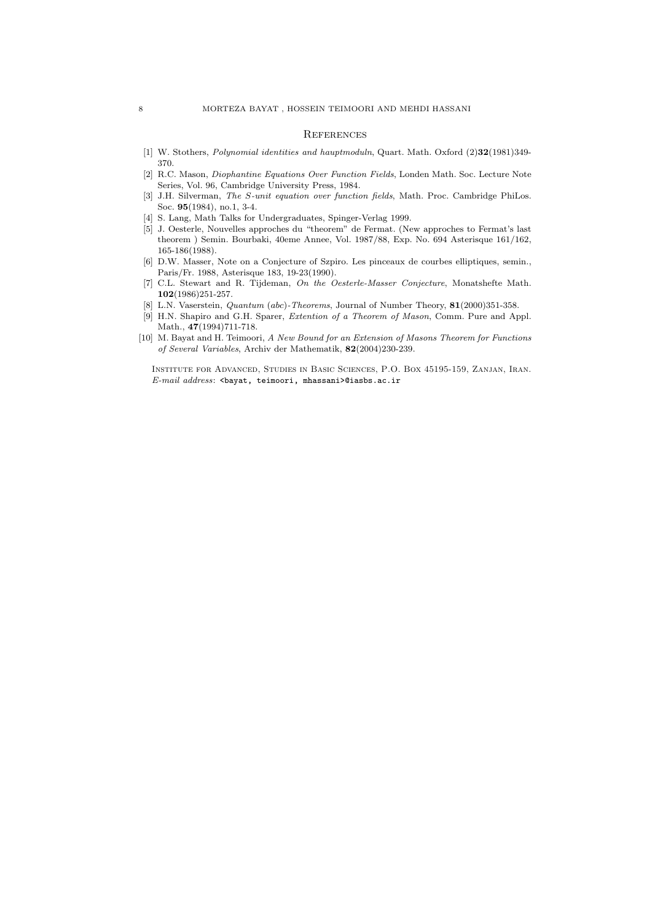## References

[1] W. Stothers, *Polynomial identities and hauptmoduln*, Quart. Math. Oxford (2)**32**(1981)349-370.

[2] R.C. Mason, *Diophantine Equations Over Function Fields*, Londen Math. Soc. Lecture Note Series, Vol. 96, Cambridge University Press, 1984.

[3] J.H. Silverman, *The S-unit equation over function fields*, Math. Proc. Cambridge PhiLos. Soc. **95**(1984), no.1, 3-4.

[4] S. Lang, Math Talks for Undergraduates, Spinger-Verlag 1999.

[5] J. Oesterle, Nouvelles approches du "theorem" de Fermat. (New approches to Fermat's last theorem ) Semin. Bourbaki, 40eme Annee, Vol. 1987/88, Exp. No. 694 Asterisque 161/162, 165-186(1988).

[6] D.W. Masser, Note on a Conjecture of Szpiro. Les pinceaux de courbes elliptiques, semin., Paris/Fr. 1988, Asterisque 183, 19-23(1990).

[7] C.L. Stewart and R. Tijdeman, *On the Oesterle-Masser Conjecture*, Monatshefte Math. **102**(1986)251-257.

[8] L.N. Vaserstein, *Quantum (abc)-Theorems*, Journal of Number Theory, **81**(2000)351-358.

[9] H.N. Shapiro and G.H. Sparer, *Extention of a Theorem of Mason*, Comm. Pure and Appl. Math., **47**(1994)711-718.

[10] M. Bayat and H. Teimoori, *A New Bound for an Extension of Masons Theorem for Functions of Several Variables*, Archiv der Mathematik, **82**(2004)230-239.

Institute for Advanced, Studies in Basic Sciences, P.O. Box 45195-159, Zanjan, Iran.
*E-mail address*: `<bayat, teimoori, mhassani>@iasbs.ac.ir`